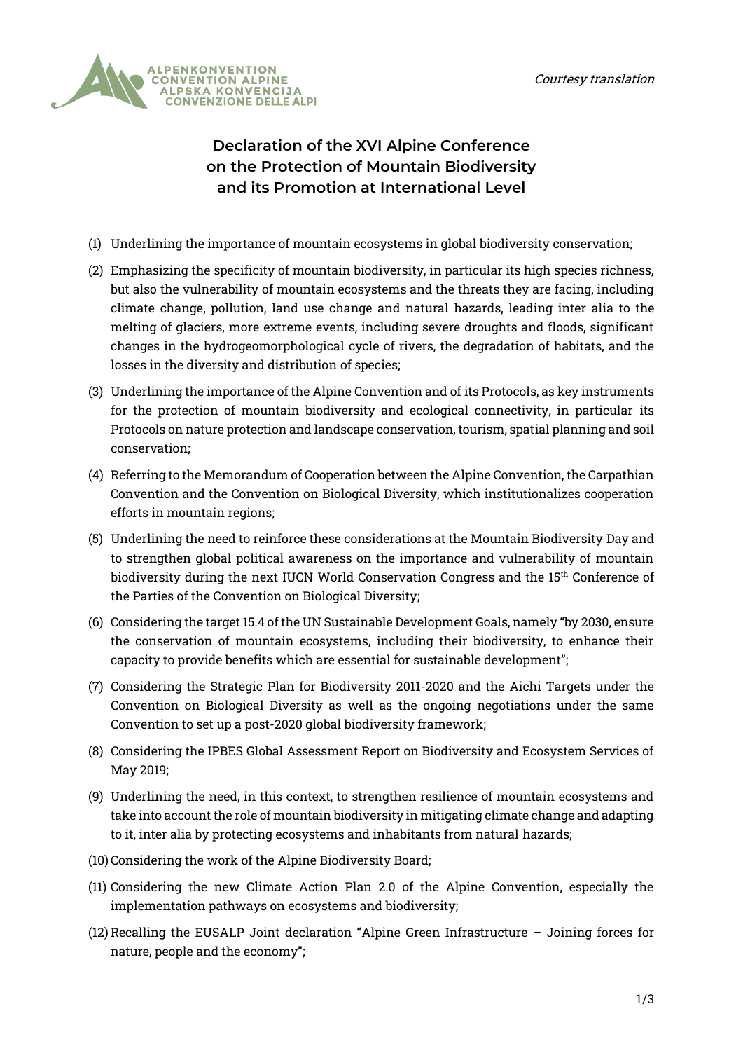ALPENKONVENTION
CONVENTION ALPINE
ALPSKA KONVENCIJA
CONVENZIONE DELLE ALPI

*Courtesy translation*

# Declaration of the XVI Alpine Conference on the Protection of Mountain Biodiversity and its Promotion at International Level

(1) Underlining the importance of mountain ecosystems in global biodiversity conservation;

(2) Emphasizing the specificity of mountain biodiversity, in particular its high species richness, but also the vulnerability of mountain ecosystems and the threats they are facing, including climate change, pollution, land use change and natural hazards, leading inter alia to the melting of glaciers, more extreme events, including severe droughts and floods, significant changes in the hydrogeomorphological cycle of rivers, the degradation of habitats, and the losses in the diversity and distribution of species;

(3) Underlining the importance of the Alpine Convention and of its Protocols, as key instruments for the protection of mountain biodiversity and ecological connectivity, in particular its Protocols on nature protection and landscape conservation, tourism, spatial planning and soil conservation;

(4) Referring to the Memorandum of Cooperation between the Alpine Convention, the Carpathian Convention and the Convention on Biological Diversity, which institutionalizes cooperation efforts in mountain regions;

(5) Underlining the need to reinforce these considerations at the Mountain Biodiversity Day and to strengthen global political awareness on the importance and vulnerability of mountain biodiversity during the next IUCN World Conservation Congress and the 15th Conference of the Parties of the Convention on Biological Diversity;

(6) Considering the target 15.4 of the UN Sustainable Development Goals, namely "by 2030, ensure the conservation of mountain ecosystems, including their biodiversity, to enhance their capacity to provide benefits which are essential for sustainable development";

(7) Considering the Strategic Plan for Biodiversity 2011-2020 and the Aichi Targets under the Convention on Biological Diversity as well as the ongoing negotiations under the same Convention to set up a post-2020 global biodiversity framework;

(8) Considering the IPBES Global Assessment Report on Biodiversity and Ecosystem Services of May 2019;

(9) Underlining the need, in this context, to strengthen resilience of mountain ecosystems and take into account the role of mountain biodiversity in mitigating climate change and adapting to it, inter alia by protecting ecosystems and inhabitants from natural hazards;

(10) Considering the work of the Alpine Biodiversity Board;

(11) Considering the new Climate Action Plan 2.0 of the Alpine Convention, especially the implementation pathways on ecosystems and biodiversity;

(12) Recalling the EUSALP Joint declaration "Alpine Green Infrastructure – Joining forces for nature, people and the economy";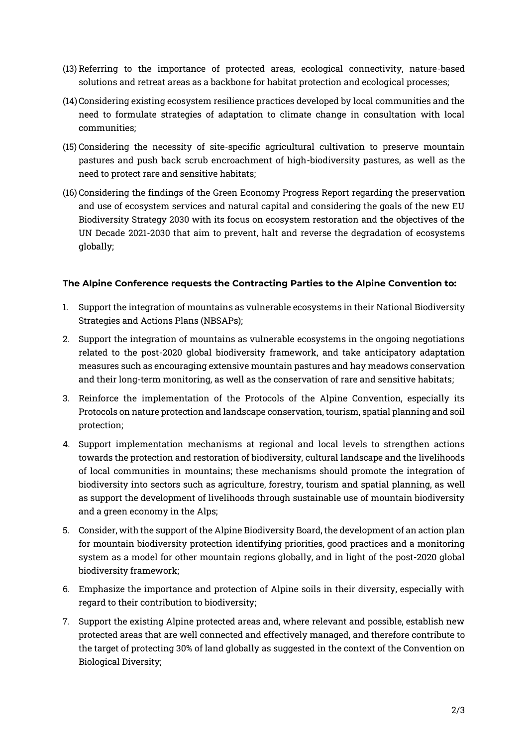(13) Referring to the importance of protected areas, ecological connectivity, nature-based solutions and retreat areas as a backbone for habitat protection and ecological processes;

(14) Considering existing ecosystem resilience practices developed by local communities and the need to formulate strategies of adaptation to climate change in consultation with local communities;

(15) Considering the necessity of site-specific agricultural cultivation to preserve mountain pastures and push back scrub encroachment of high-biodiversity pastures, as well as the need to protect rare and sensitive habitats;

(16) Considering the findings of the Green Economy Progress Report regarding the preservation and use of ecosystem services and natural capital and considering the goals of the new EU Biodiversity Strategy 2030 with its focus on ecosystem restoration and the objectives of the UN Decade 2021-2030 that aim to prevent, halt and reverse the degradation of ecosystems globally;

**The Alpine Conference requests the Contracting Parties to the Alpine Convention to:**

1. Support the integration of mountains as vulnerable ecosystems in their National Biodiversity Strategies and Actions Plans (NBSAPs);
2. Support the integration of mountains as vulnerable ecosystems in the ongoing negotiations related to the post-2020 global biodiversity framework, and take anticipatory adaptation measures such as encouraging extensive mountain pastures and hay meadows conservation and their long-term monitoring, as well as the conservation of rare and sensitive habitats;
3. Reinforce the implementation of the Protocols of the Alpine Convention, especially its Protocols on nature protection and landscape conservation, tourism, spatial planning and soil protection;
4. Support implementation mechanisms at regional and local levels to strengthen actions towards the protection and restoration of biodiversity, cultural landscape and the livelihoods of local communities in mountains; these mechanisms should promote the integration of biodiversity into sectors such as agriculture, forestry, tourism and spatial planning, as well as support the development of livelihoods through sustainable use of mountain biodiversity and a green economy in the Alps;
5. Consider, with the support of the Alpine Biodiversity Board, the development of an action plan for mountain biodiversity protection identifying priorities, good practices and a monitoring system as a model for other mountain regions globally, and in light of the post-2020 global biodiversity framework;
6. Emphasize the importance and protection of Alpine soils in their diversity, especially with regard to their contribution to biodiversity;
7. Support the existing Alpine protected areas and, where relevant and possible, establish new protected areas that are well connected and effectively managed, and therefore contribute to the target of protecting 30% of land globally as suggested in the context of the Convention on Biological Diversity;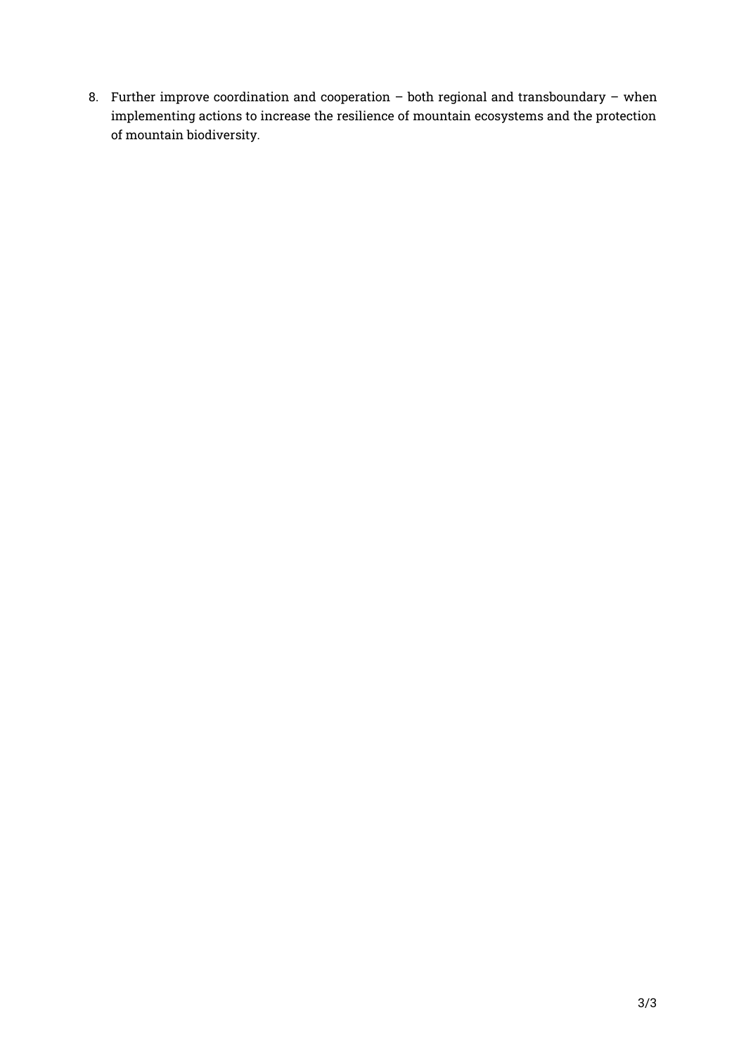8. Further improve coordination and cooperation – both regional and transboundary – when implementing actions to increase the resilience of mountain ecosystems and the protection of mountain biodiversity.